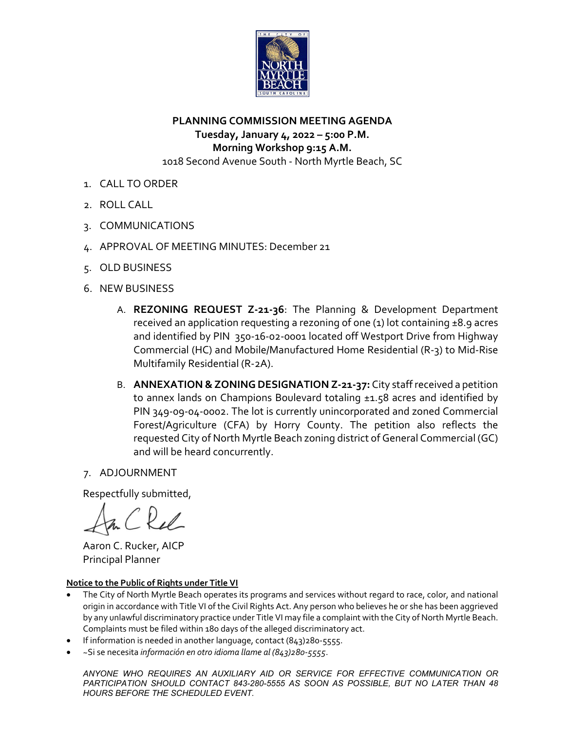**PLANNING COMMISSION MEETING AGENDA**
**Tuesday, January 4, 2022 – 5:00 P.M.**
**Morning Workshop 9:15 A.M.**
1018 Second Avenue South - North Myrtle Beach, SC

1. CALL TO ORDER
2. ROLL CALL
3. COMMUNICATIONS
4. APPROVAL OF MEETING MINUTES: December 21
5. OLD BUSINESS
6. NEW BUSINESS
   - A. **REZONING REQUEST Z-21-36**: The Planning & Development Department received an application requesting a rezoning of one (1) lot containing ±8.9 acres and identified by PIN 350-16-02-0001 located off Westport Drive from Highway Commercial (HC) and Mobile/Manufactured Home Residential (R-3) to Mid-Rise Multifamily Residential (R-2A).
   - B. **ANNEXATION & ZONING DESIGNATION Z-21-37:** City staff received a petition to annex lands on Champions Boulevard totaling ±1.58 acres and identified by PIN 349-09-04-0002. The lot is currently unincorporated and zoned Commercial Forest/Agriculture (CFA) by Horry County. The petition also reflects the requested City of North Myrtle Beach zoning district of General Commercial (GC) and will be heard concurrently.
7. ADJOURNMENT

Respectfully submitted,

Aaron C. Rucker, AICP
Principal Planner

**Notice to the Public of Rights under Title VI**

- The City of North Myrtle Beach operates its programs and services without regard to race, color, and national origin in accordance with Title VI of the Civil Rights Act. Any person who believes he or she has been aggrieved by any unlawful discriminatory practice under Title VI may file a complaint with the City of North Myrtle Beach. Complaints must be filed within 180 days of the alleged discriminatory act.
- If information is needed in another language, contact (843)280-5555.
- ~Si se necesita *información en otro idioma llame al (843)280-5555*.

*ANYONE WHO REQUIRES AN AUXILIARY AID OR SERVICE FOR EFFECTIVE COMMUNICATION OR PARTICIPATION SHOULD CONTACT 843-280-5555 AS SOON AS POSSIBLE, BUT NO LATER THAN 48 HOURS BEFORE THE SCHEDULED EVENT.*